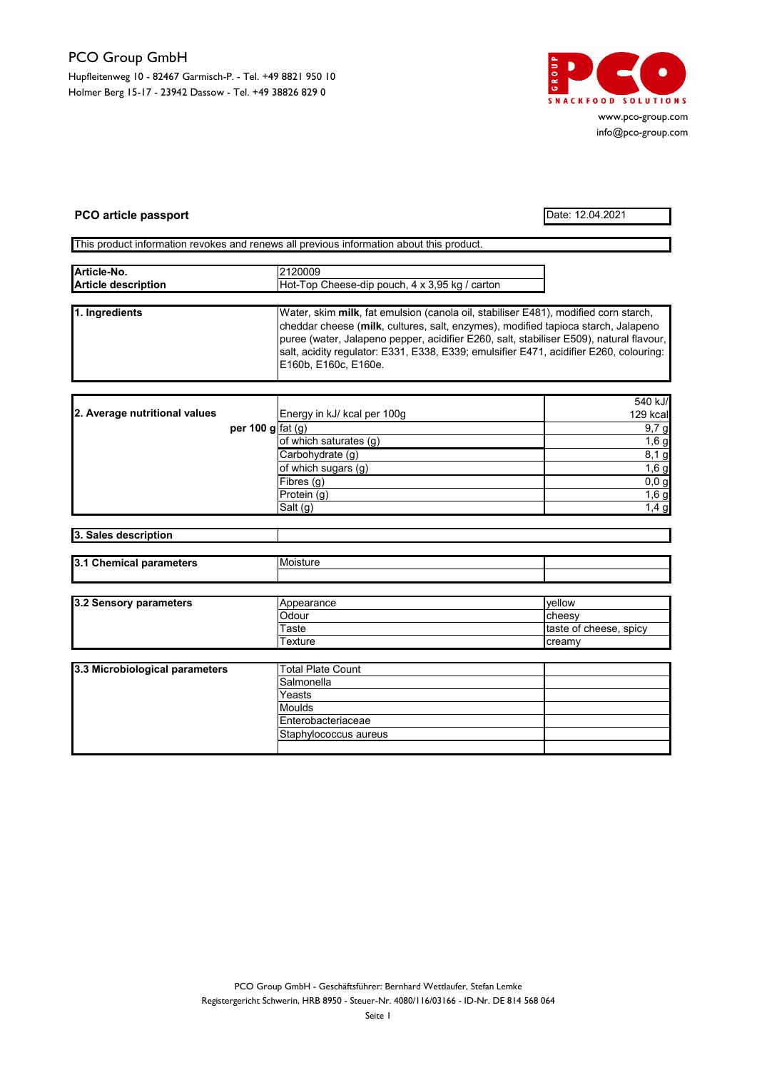PCO Group GmbH

Hupfleitenweg 10 - 82467 Garmisch-P. - Tel. +49 8821 950 10
Holmer Berg 15-17 - 23942 Dassow - Tel. +49 38826 829 0

www.pco-group.com
info@pco-group.com

**PCO article passport**

Date: 12.04.2021

This product information revokes and renews all previous information about this product.

| | |
|---|---|
| **Article-No.** | 2120009 |
| **Article description** | Hot-Top Cheese-dip pouch, 4 x 3,95 kg / carton |

| | |
|---|---|
| **1. Ingredients** | Water, skim **milk**, fat emulsion (canola oil, stabiliser E481), modified corn starch, cheddar cheese (**milk**, cultures, salt, enzymes), modified tapioca starch, Jalapeno puree (water, Jalapeno pepper, acidifier E260, salt, stabiliser E509), natural flavour, salt, acidity regulator: E331, E338, E339; emulsifier E471, acidifier E260, colouring: E160b, E160c, E160e. |

| | | |
|---|---|---|
| **2. Average nutritional values** | Energy in kJ/ kcal per 100g | 540 kJ/ 129 kcal |
| **per 100 g** | fat (g) | 9,7 g |
| | of which saturates (g) | 1,6 g |
| | Carbohydrate (g) | 8,1 g |
| | of which sugars (g) | 1,6 g |
| | Fibres (g) | 0,0 g |
| | Protein (g) | 1,6 g |
| | Salt (g) | 1,4 g |

| | |
|---|---|
| **3. Sales description** | |

| | | |
|---|---|---|
| **3.1 Chemical parameters** | Moisture | |
| | | |

| | | |
|---|---|---|
| **3.2 Sensory parameters** | Appearance | yellow |
| | Odour | cheesy |
| | Taste | taste of cheese, spicy |
| | Texture | creamy |

| | | |
|---|---|---|
| **3.3 Microbiological parameters** | Total Plate Count | |
| | Salmonella | |
| | Yeasts | |
| | Moulds | |
| | Enterobacteriaceae | |
| | Staphylococcus aureus | |
| | | |

PCO Group GmbH - Geschäftsführer: Bernhard Wettlaufer, Stefan Lemke
Registergericht Schwerin, HRB 8950 - Steuer-Nr. 4080/116/03166 - ID-Nr. DE 814 568 064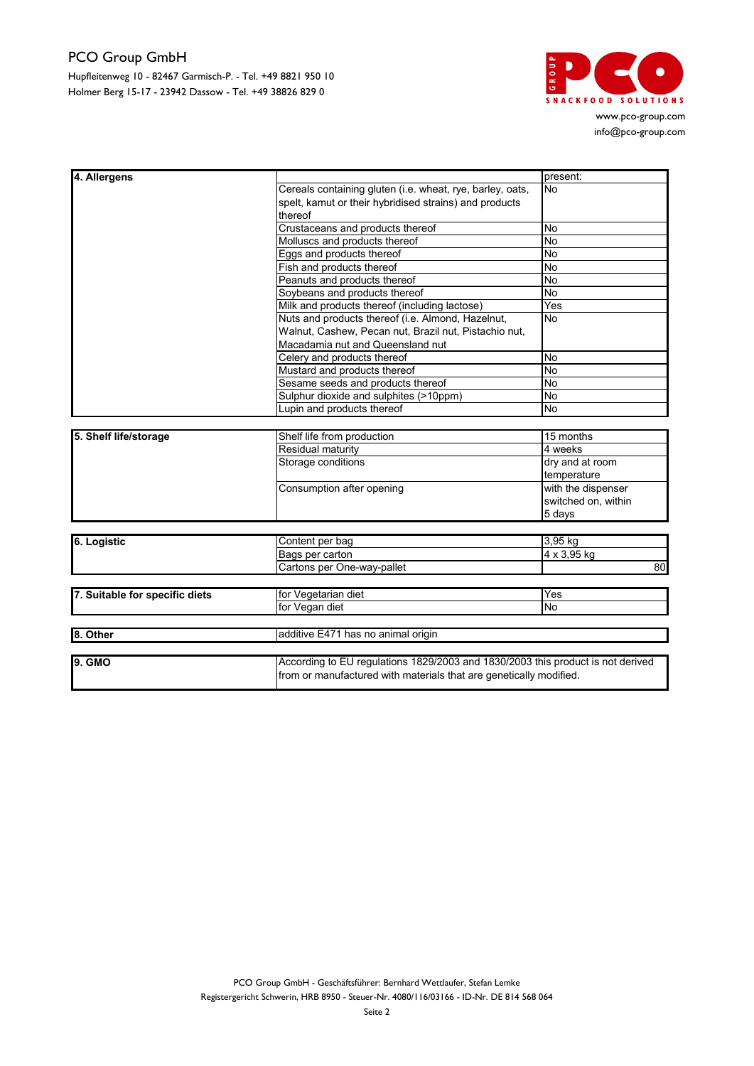| 4. Allergens | | present: |
|---|---|---|
| | Cereals containing gluten (i.e. wheat, rye, barley, oats, spelt, kamut or their hybridised strains) and products thereof | No |
| | Crustaceans and products thereof | No |
| | Molluscs and products thereof | No |
| | Eggs and products thereof | No |
| | Fish and products thereof | No |
| | Peanuts and products thereof | No |
| | Soybeans and products thereof | No |
| | Milk and products thereof (including lactose) | Yes |
| | Nuts and products thereof (i.e. Almond, Hazelnut, Walnut, Cashew, Pecan nut, Brazil nut, Pistachio nut, Macadamia nut and Queensland nut | No |
| | Celery and products thereof | No |
| | Mustard and products thereof | No |
| | Sesame seeds and products thereof | No |
| | Sulphur dioxide and sulphites (>10ppm) | No |
| | Lupin and products thereof | No |

| 5. Shelf life/storage | Shelf life from production | 15 months |
|---|---|---|
| | Residual maturity | 4 weeks |
| | Storage conditions | dry and at room temperature |
| | Consumption after opening | with the dispenser switched on, within 5 days |

| 6. Logistic | Content per bag | 3,95 kg |
|---|---|---|
| | Bags per carton | 4 x 3,95 kg |
| | Cartons per One-way-pallet | 80 |

| 7. Suitable for specific diets | for Vegetarian diet | Yes |
|---|---|---|
| | for Vegan diet | No |

| 8. Other | additive E471 has no animal origin |
|---|---|

| 9. GMO | According to EU regulations 1829/2003 and 1830/2003 this product is not derived from or manufactured with materials that are genetically modified. |
|---|---|